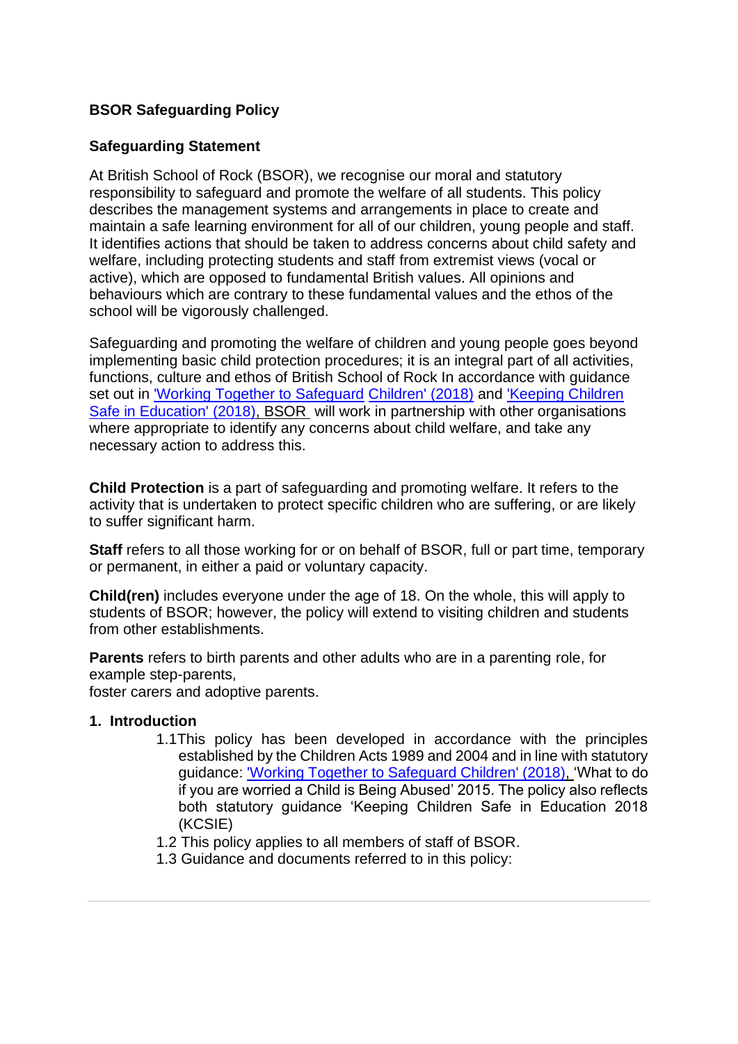**BSOR Safeguarding Policy**

**Safeguarding Statement**

At British School of Rock (BSOR), we recognise our moral and statutory responsibility to safeguard and promote the welfare of all students. This policy describes the management systems and arrangements in place to create and maintain a safe learning environment for all of our children, young people and staff. It identifies actions that should be taken to address concerns about child safety and welfare, including protecting students and staff from extremist views (vocal or active), which are opposed to fundamental British values. All opinions and behaviours which are contrary to these fundamental values and the ethos of the school will be vigorously challenged.

Safeguarding and promoting the welfare of children and young people goes beyond implementing basic child protection procedures; it is an integral part of all activities, functions, culture and ethos of British School of Rock In accordance with guidance set out in 'Working Together to Safeguard Children' (2018) and 'Keeping Children Safe in Education' (2018), BSOR will work in partnership with other organisations where appropriate to identify any concerns about child welfare, and take any necessary action to address this.

**Child Protection** is a part of safeguarding and promoting welfare. It refers to the activity that is undertaken to protect specific children who are suffering, or are likely to suffer significant harm.

**Staff** refers to all those working for or on behalf of BSOR, full or part time, temporary or permanent, in either a paid or voluntary capacity.

**Child(ren)** includes everyone under the age of 18. On the whole, this will apply to students of BSOR; however, the policy will extend to visiting children and students from other establishments.

**Parents** refers to birth parents and other adults who are in a parenting role, for example step-parents,
foster carers and adoptive parents.

**1. Introduction**

1.1 This policy has been developed in accordance with the principles established by the Children Acts 1989 and 2004 and in line with statutory guidance: 'Working Together to Safeguard Children' (2018), 'What to do if you are worried a Child is Being Abused' 2015. The policy also reflects both statutory guidance 'Keeping Children Safe in Education 2018 (KCSIE)

1.2 This policy applies to all members of staff of BSOR.

1.3 Guidance and documents referred to in this policy: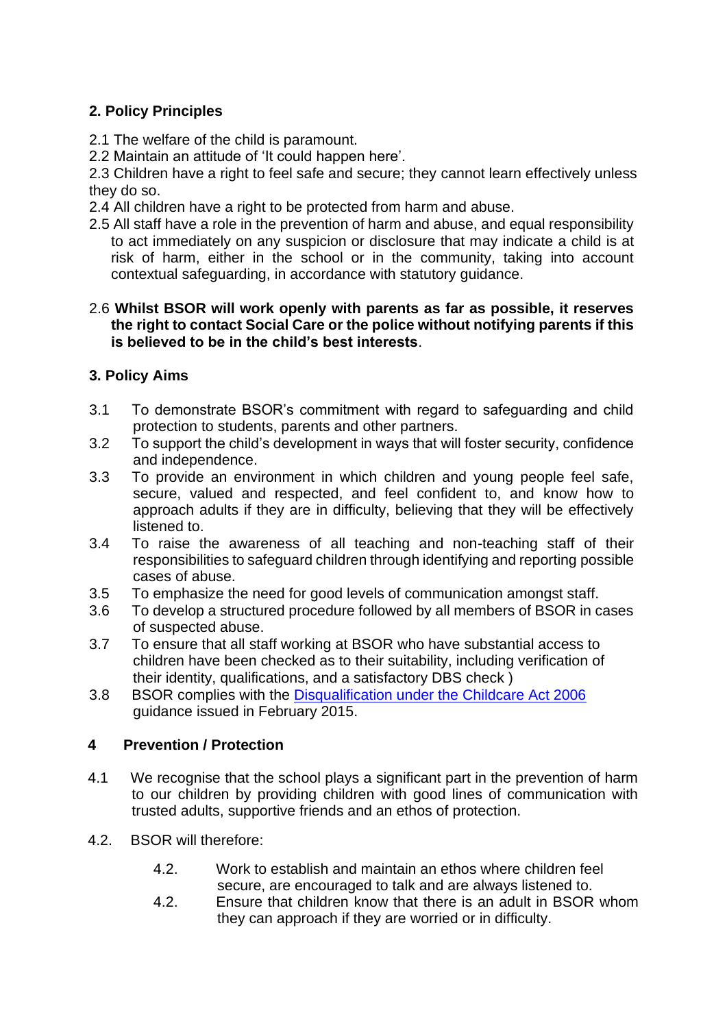## 2. Policy Principles

2.1 The welfare of the child is paramount.
2.2 Maintain an attitude of 'It could happen here'.
2.3 Children have a right to feel safe and secure; they cannot learn effectively unless they do so.
2.4 All children have a right to be protected from harm and abuse.
2.5 All staff have a role in the prevention of harm and abuse, and equal responsibility to act immediately on any suspicion or disclosure that may indicate a child is at risk of harm, either in the school or in the community, taking into account contextual safeguarding, in accordance with statutory guidance.

2.6 **Whilst BSOR will work openly with parents as far as possible, it reserves the right to contact Social Care or the police without notifying parents if this is believed to be in the child's best interests**.

## 3. Policy Aims

3.1 To demonstrate BSOR's commitment with regard to safeguarding and child protection to students, parents and other partners.
3.2 To support the child's development in ways that will foster security, confidence and independence.
3.3 To provide an environment in which children and young people feel safe, secure, valued and respected, and feel confident to, and know how to approach adults if they are in difficulty, believing that they will be effectively listened to.
3.4 To raise the awareness of all teaching and non-teaching staff of their responsibilities to safeguard children through identifying and reporting possible cases of abuse.
3.5 To emphasize the need for good levels of communication amongst staff.
3.6 To develop a structured procedure followed by all members of BSOR in cases of suspected abuse.
3.7 To ensure that all staff working at BSOR who have substantial access to children have been checked as to their suitability, including verification of their identity, qualifications, and a satisfactory DBS check )
3.8 BSOR complies with the [Disqualification under the Childcare Act 2006]() guidance issued in February 2015.

## 4 Prevention / Protection

4.1 We recognise that the school plays a significant part in the prevention of harm to our children by providing children with good lines of communication with trusted adults, supportive friends and an ethos of protection.

4.2. BSOR will therefore:

4.2. Work to establish and maintain an ethos where children feel secure, are encouraged to talk and are always listened to.
4.2. Ensure that children know that there is an adult in BSOR whom they can approach if they are worried or in difficulty.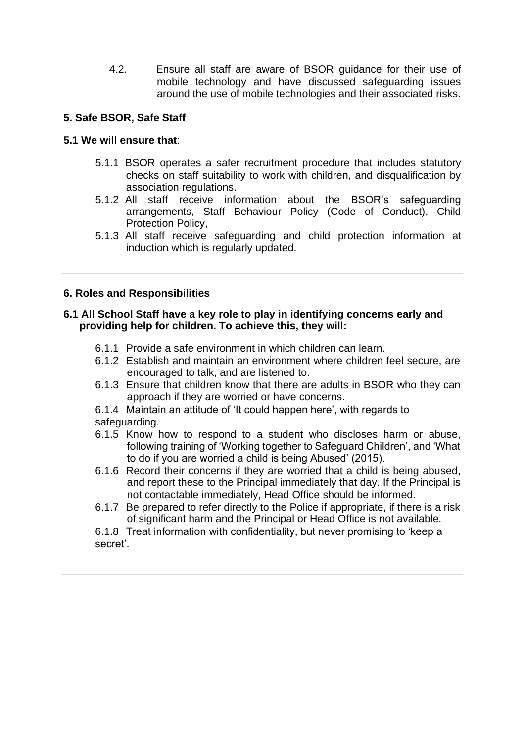4.2. Ensure all staff are aware of BSOR guidance for their use of mobile technology and have discussed safeguarding issues around the use of mobile technologies and their associated risks.

## 5. Safe BSOR, Safe Staff

**5.1 We will ensure that**:

5.1.1 BSOR operates a safer recruitment procedure that includes statutory checks on staff suitability to work with children, and disqualification by association regulations.

5.1.2 All staff receive information about the BSOR's safeguarding arrangements, Staff Behaviour Policy (Code of Conduct), Child Protection Policy,

5.1.3 All staff receive safeguarding and child protection information at induction which is regularly updated.

---

## 6. Roles and Responsibilities

**6.1 All School Staff have a key role to play in identifying concerns early and providing help for children. To achieve this, they will:**

6.1.1 Provide a safe environment in which children can learn.

6.1.2 Establish and maintain an environment where children feel secure, are encouraged to talk, and are listened to.

6.1.3 Ensure that children know that there are adults in BSOR who they can approach if they are worried or have concerns.

6.1.4 Maintain an attitude of 'It could happen here', with regards to safeguarding.

6.1.5 Know how to respond to a student who discloses harm or abuse, following training of 'Working together to Safeguard Children', and 'What to do if you are worried a child is being Abused' (2015).

6.1.6 Record their concerns if they are worried that a child is being abused, and report these to the Principal immediately that day. If the Principal is not contactable immediately, Head Office should be informed.

6.1.7 Be prepared to refer directly to the Police if appropriate, if there is a risk of significant harm and the Principal or Head Office is not available.

6.1.8 Treat information with confidentiality, but never promising to 'keep a secret'.

---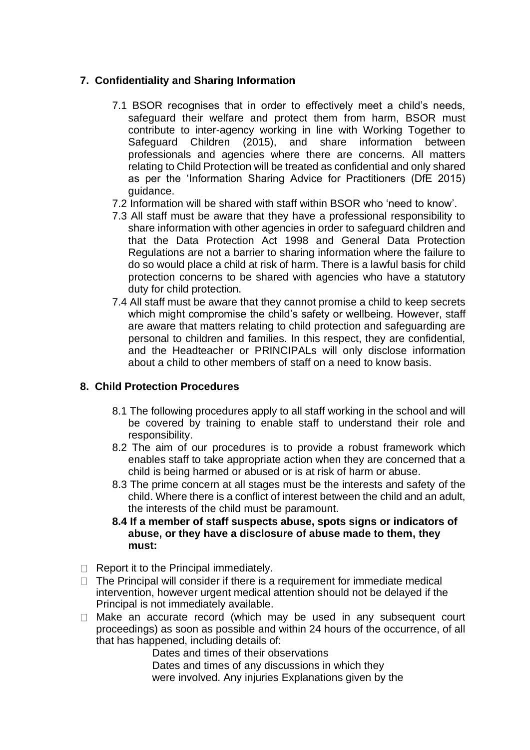## 7. Confidentiality and Sharing Information

7.1 BSOR recognises that in order to effectively meet a child's needs, safeguard their welfare and protect them from harm, BSOR must contribute to inter-agency working in line with Working Together to Safeguard Children (2015), and share information between professionals and agencies where there are concerns. All matters relating to Child Protection will be treated as confidential and only shared as per the 'Information Sharing Advice for Practitioners (DfE 2015) guidance.

7.2 Information will be shared with staff within BSOR who 'need to know'.

7.3 All staff must be aware that they have a professional responsibility to share information with other agencies in order to safeguard children and that the Data Protection Act 1998 and General Data Protection Regulations are not a barrier to sharing information where the failure to do so would place a child at risk of harm. There is a lawful basis for child protection concerns to be shared with agencies who have a statutory duty for child protection.

7.4 All staff must be aware that they cannot promise a child to keep secrets which might compromise the child's safety or wellbeing. However, staff are aware that matters relating to child protection and safeguarding are personal to children and families. In this respect, they are confidential, and the Headteacher or PRINCIPALs will only disclose information about a child to other members of staff on a need to know basis.

## 8. Child Protection Procedures

8.1 The following procedures apply to all staff working in the school and will be covered by training to enable staff to understand their role and responsibility.

8.2 The aim of our procedures is to provide a robust framework which enables staff to take appropriate action when they are concerned that a child is being harmed or abused or is at risk of harm or abuse.

8.3 The prime concern at all stages must be the interests and safety of the child. Where there is a conflict of interest between the child and an adult, the interests of the child must be paramount.

**8.4 If a member of staff suspects abuse, spots signs or indicators of abuse, or they have a disclosure of abuse made to them, they must:**

- Report it to the Principal immediately.
- The Principal will consider if there is a requirement for immediate medical intervention, however urgent medical attention should not be delayed if the Principal is not immediately available.
- Make an accurate record (which may be used in any subsequent court proceedings) as soon as possible and within 24 hours of the occurrence, of all that has happened, including details of:

  Dates and times of their observations
  Dates and times of any discussions in which they were involved. Any injuries Explanations given by the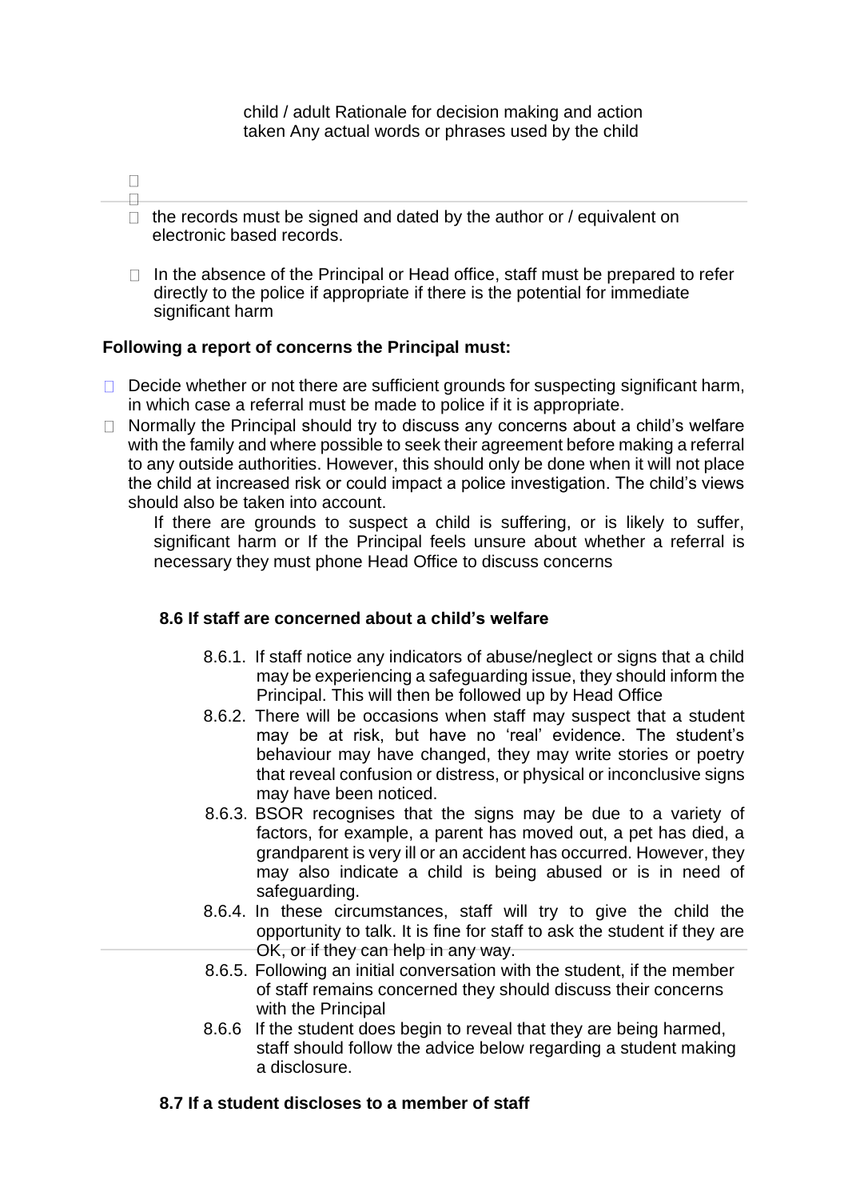child / adult Rationale for decision making and action taken Any actual words or phrases used by the child

- the records must be signed and dated by the author or / equivalent on electronic based records.
- In the absence of the Principal or Head office, staff must be prepared to refer directly to the police if appropriate if there is the potential for immediate significant harm

**Following a report of concerns the Principal must:**

- Decide whether or not there are sufficient grounds for suspecting significant harm, in which case a referral must be made to police if it is appropriate.
- Normally the Principal should try to discuss any concerns about a child's welfare with the family and where possible to seek their agreement before making a referral to any outside authorities. However, this should only be done when it will not place the child at increased risk or could impact a police investigation. The child's views should also be taken into account.

  If there are grounds to suspect a child is suffering, or is likely to suffer, significant harm or If the Principal feels unsure about whether a referral is necessary they must phone Head Office to discuss concerns

### 8.6 If staff are concerned about a child's welfare

8.6.1. If staff notice any indicators of abuse/neglect or signs that a child may be experiencing a safeguarding issue, they should inform the Principal. This will then be followed up by Head Office

8.6.2. There will be occasions when staff may suspect that a student may be at risk, but have no 'real' evidence. The student's behaviour may have changed, they may write stories or poetry that reveal confusion or distress, or physical or inconclusive signs may have been noticed.

8.6.3. BSOR recognises that the signs may be due to a variety of factors, for example, a parent has moved out, a pet has died, a grandparent is very ill or an accident has occurred. However, they may also indicate a child is being abused or is in need of safeguarding.

8.6.4. In these circumstances, staff will try to give the child the opportunity to talk. It is fine for staff to ask the student if they are OK, or if they can help in any way.

8.6.5. Following an initial conversation with the student, if the member of staff remains concerned they should discuss their concerns with the Principal

8.6.6 If the student does begin to reveal that they are being harmed, staff should follow the advice below regarding a student making a disclosure.

### 8.7 If a student discloses to a member of staff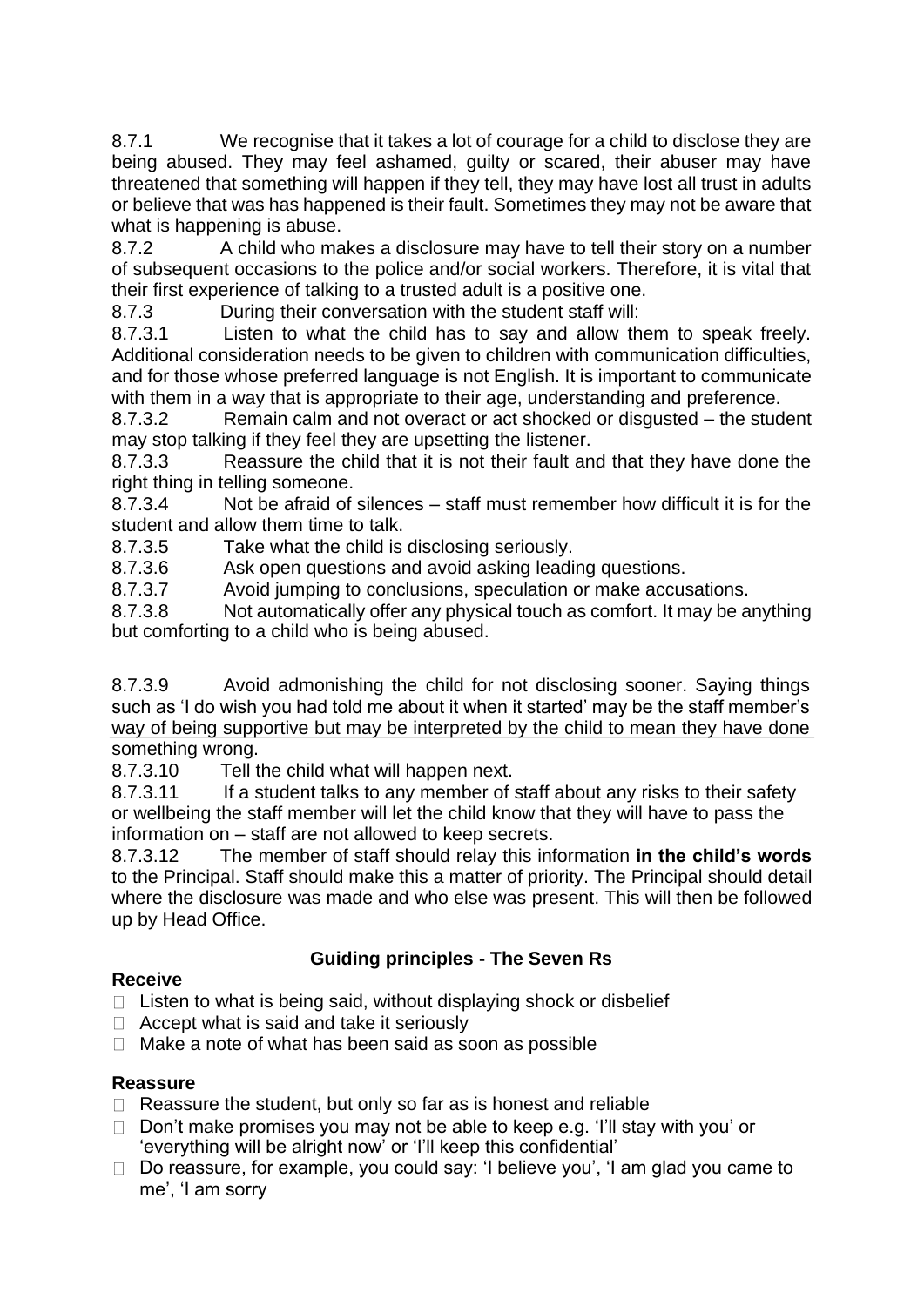8.7.1 We recognise that it takes a lot of courage for a child to disclose they are being abused. They may feel ashamed, guilty or scared, their abuser may have threatened that something will happen if they tell, they may have lost all trust in adults or believe that was has happened is their fault. Sometimes they may not be aware that what is happening is abuse.

8.7.2 A child who makes a disclosure may have to tell their story on a number of subsequent occasions to the police and/or social workers. Therefore, it is vital that their first experience of talking to a trusted adult is a positive one.

8.7.3 During their conversation with the student staff will:

8.7.3.1 Listen to what the child has to say and allow them to speak freely. Additional consideration needs to be given to children with communication difficulties, and for those whose preferred language is not English. It is important to communicate with them in a way that is appropriate to their age, understanding and preference.

8.7.3.2 Remain calm and not overact or act shocked or disgusted – the student may stop talking if they feel they are upsetting the listener.

8.7.3.3 Reassure the child that it is not their fault and that they have done the right thing in telling someone.

8.7.3.4 Not be afraid of silences – staff must remember how difficult it is for the student and allow them time to talk.

8.7.3.5 Take what the child is disclosing seriously.

8.7.3.6 Ask open questions and avoid asking leading questions.

8.7.3.7 Avoid jumping to conclusions, speculation or make accusations.

8.7.3.8 Not automatically offer any physical touch as comfort. It may be anything but comforting to a child who is being abused.

8.7.3.9 Avoid admonishing the child for not disclosing sooner. Saying things such as 'I do wish you had told me about it when it started' may be the staff member's way of being supportive but may be interpreted by the child to mean they have done something wrong.

8.7.3.10 Tell the child what will happen next.

8.7.3.11 If a student talks to any member of staff about any risks to their safety or wellbeing the staff member will let the child know that they will have to pass the information on – staff are not allowed to keep secrets.

8.7.3.12 The member of staff should relay this information **in the child's words** to the Principal. Staff should make this a matter of priority. The Principal should detail where the disclosure was made and who else was present. This will then be followed up by Head Office.

## Guiding principles - The Seven Rs

**Receive**

- Listen to what is being said, without displaying shock or disbelief
- Accept what is said and take it seriously
- Make a note of what has been said as soon as possible

**Reassure**

- Reassure the student, but only so far as is honest and reliable
- Don't make promises you may not be able to keep e.g. 'I'll stay with you' or 'everything will be alright now' or 'I'll keep this confidential'
- Do reassure, for example, you could say: 'I believe you', 'I am glad you came to me', 'I am sorry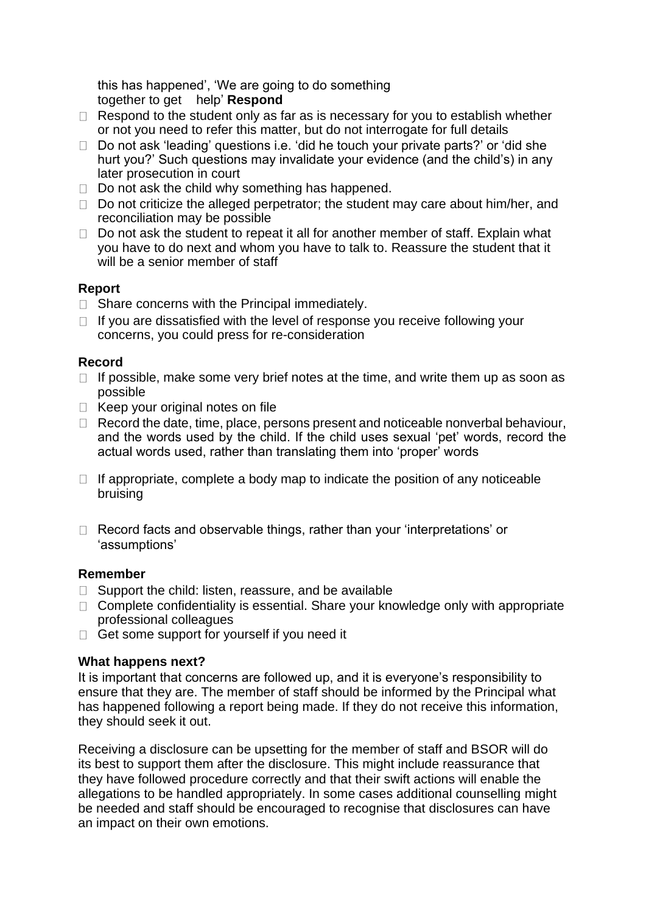this has happened', 'We are going to do something together to get help' **Respond**

- Respond to the student only as far as is necessary for you to establish whether or not you need to refer this matter, but do not interrogate for full details
- Do not ask 'leading' questions i.e. 'did he touch your private parts?' or 'did she hurt you?' Such questions may invalidate your evidence (and the child's) in any later prosecution in court
- Do not ask the child why something has happened.
- Do not criticize the alleged perpetrator; the student may care about him/her, and reconciliation may be possible
- Do not ask the student to repeat it all for another member of staff. Explain what you have to do next and whom you have to talk to. Reassure the student that it will be a senior member of staff

**Report**

- Share concerns with the Principal immediately.
- If you are dissatisfied with the level of response you receive following your concerns, you could press for re-consideration

**Record**

- If possible, make some very brief notes at the time, and write them up as soon as possible
- Keep your original notes on file
- Record the date, time, place, persons present and noticeable nonverbal behaviour, and the words used by the child. If the child uses sexual 'pet' words, record the actual words used, rather than translating them into 'proper' words
- If appropriate, complete a body map to indicate the position of any noticeable bruising
- Record facts and observable things, rather than your 'interpretations' or 'assumptions'

**Remember**

- Support the child: listen, reassure, and be available
- Complete confidentiality is essential. Share your knowledge only with appropriate professional colleagues
- Get some support for yourself if you need it

**What happens next?**

It is important that concerns are followed up, and it is everyone's responsibility to ensure that they are. The member of staff should be informed by the Principal what has happened following a report being made. If they do not receive this information, they should seek it out.

Receiving a disclosure can be upsetting for the member of staff and BSOR will do its best to support them after the disclosure. This might include reassurance that they have followed procedure correctly and that their swift actions will enable the allegations to be handled appropriately. In some cases additional counselling might be needed and staff should be encouraged to recognise that disclosures can have an impact on their own emotions.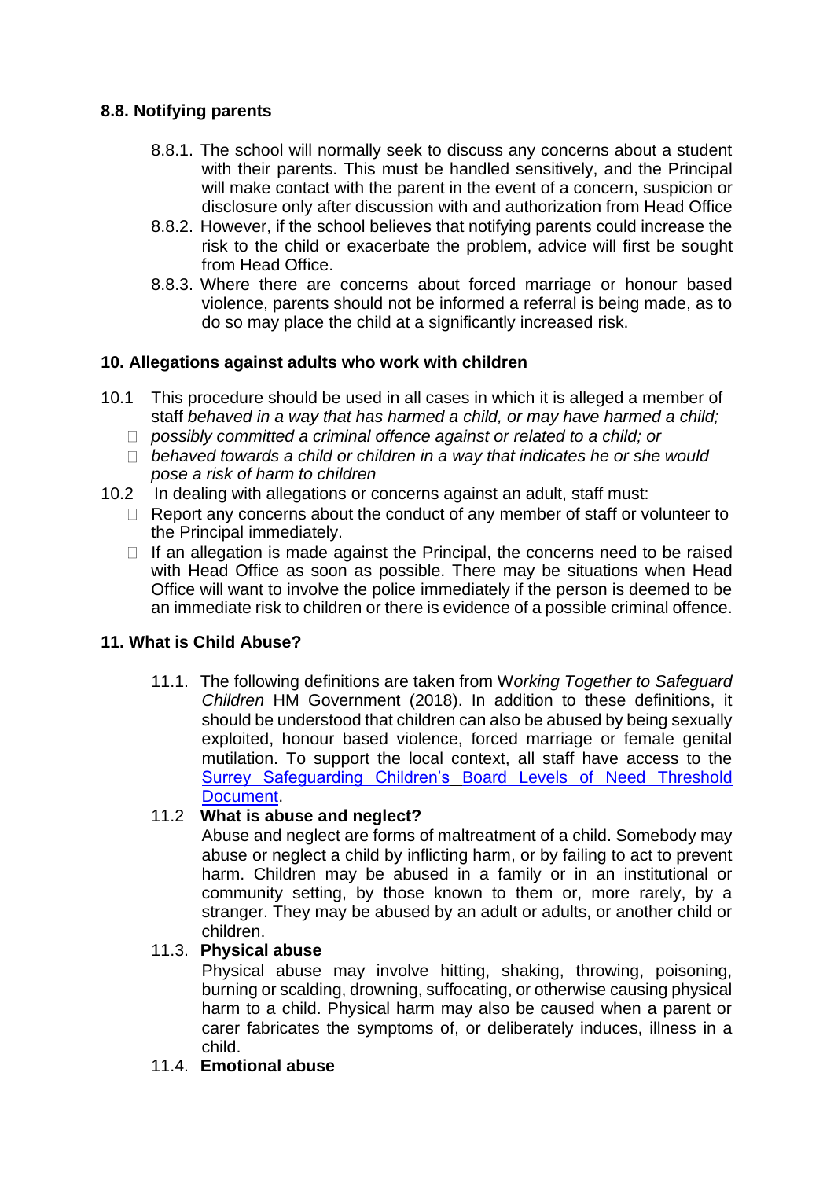### 8.8. Notifying parents

8.8.1. The school will normally seek to discuss any concerns about a student with their parents. This must be handled sensitively, and the Principal will make contact with the parent in the event of a concern, suspicion or disclosure only after discussion with and authorization from Head Office

8.8.2. However, if the school believes that notifying parents could increase the risk to the child or exacerbate the problem, advice will first be sought from Head Office.

8.8.3. Where there are concerns about forced marriage or honour based violence, parents should not be informed a referral is being made, as to do so may place the child at a significantly increased risk.

### 10. Allegations against adults who work with children

10.1 This procedure should be used in all cases in which it is alleged a member of staff *behaved in a way that has harmed a child, or may have harmed a child;*

- *possibly committed a criminal offence against or related to a child; or*
- *behaved towards a child or children in a way that indicates he or she would pose a risk of harm to children*

10.2 In dealing with allegations or concerns against an adult, staff must:

- Report any concerns about the conduct of any member of staff or volunteer to the Principal immediately.
- If an allegation is made against the Principal, the concerns need to be raised with Head Office as soon as possible. There may be situations when Head Office will want to involve the police immediately if the person is deemed to be an immediate risk to children or there is evidence of a possible criminal offence.

### 11. What is Child Abuse?

11.1. The following definitions are taken from W*orking Together to Safeguard Children* HM Government (2018). In addition to these definitions, it should be understood that children can also be abused by being sexually exploited, honour based violence, forced marriage or female genital mutilation. To support the local context, all staff have access to the Surrey Safeguarding Children's Board Levels of Need Threshold Document.

11.2 **What is abuse and neglect?**

Abuse and neglect are forms of maltreatment of a child. Somebody may abuse or neglect a child by inflicting harm, or by failing to act to prevent harm. Children may be abused in a family or in an institutional or community setting, by those known to them or, more rarely, by a stranger. They may be abused by an adult or adults, or another child or children.

11.3. **Physical abuse**

Physical abuse may involve hitting, shaking, throwing, poisoning, burning or scalding, drowning, suffocating, or otherwise causing physical harm to a child. Physical harm may also be caused when a parent or carer fabricates the symptoms of, or deliberately induces, illness in a child.

11.4. **Emotional abuse**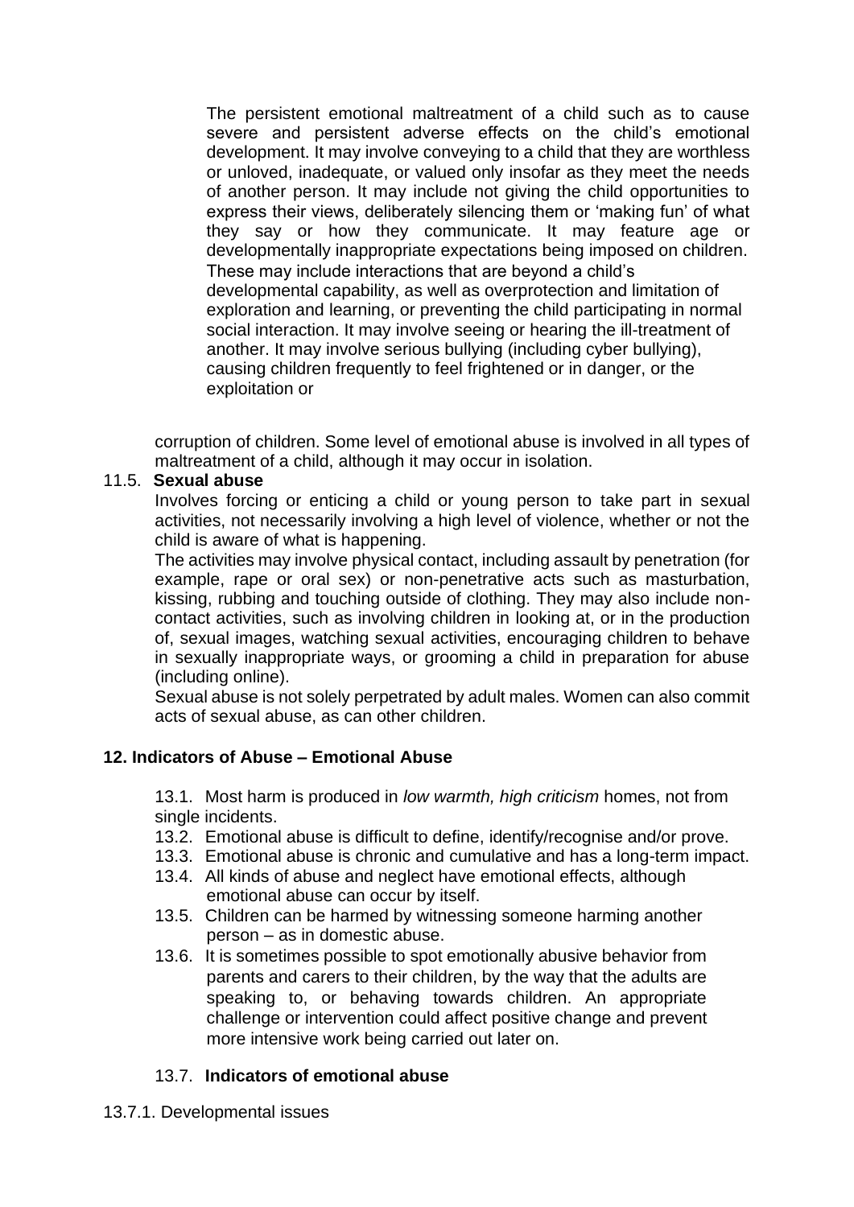The persistent emotional maltreatment of a child such as to cause severe and persistent adverse effects on the child's emotional development. It may involve conveying to a child that they are worthless or unloved, inadequate, or valued only insofar as they meet the needs of another person. It may include not giving the child opportunities to express their views, deliberately silencing them or 'making fun' of what they say or how they communicate. It may feature age or developmentally inappropriate expectations being imposed on children. These may include interactions that are beyond a child's developmental capability, as well as overprotection and limitation of exploration and learning, or preventing the child participating in normal social interaction. It may involve seeing or hearing the ill-treatment of another. It may involve serious bullying (including cyber bullying), causing children frequently to feel frightened or in danger, or the exploitation or

corruption of children. Some level of emotional abuse is involved in all types of maltreatment of a child, although it may occur in isolation.

11.5. **Sexual abuse**

Involves forcing or enticing a child or young person to take part in sexual activities, not necessarily involving a high level of violence, whether or not the child is aware of what is happening.

The activities may involve physical contact, including assault by penetration (for example, rape or oral sex) or non-penetrative acts such as masturbation, kissing, rubbing and touching outside of clothing. They may also include non-contact activities, such as involving children in looking at, or in the production of, sexual images, watching sexual activities, encouraging children to behave in sexually inappropriate ways, or grooming a child in preparation for abuse (including online).

Sexual abuse is not solely perpetrated by adult males. Women can also commit acts of sexual abuse, as can other children.

## 12. Indicators of Abuse – Emotional Abuse

13.1. Most harm is produced in *low warmth, high criticism* homes, not from single incidents.

13.2. Emotional abuse is difficult to define, identify/recognise and/or prove.

13.3. Emotional abuse is chronic and cumulative and has a long-term impact.

13.4. All kinds of abuse and neglect have emotional effects, although emotional abuse can occur by itself.

13.5. Children can be harmed by witnessing someone harming another person – as in domestic abuse.

13.6. It is sometimes possible to spot emotionally abusive behavior from parents and carers to their children, by the way that the adults are speaking to, or behaving towards children. An appropriate challenge or intervention could affect positive change and prevent more intensive work being carried out later on.

### 13.7. **Indicators of emotional abuse**

13.7.1. Developmental issues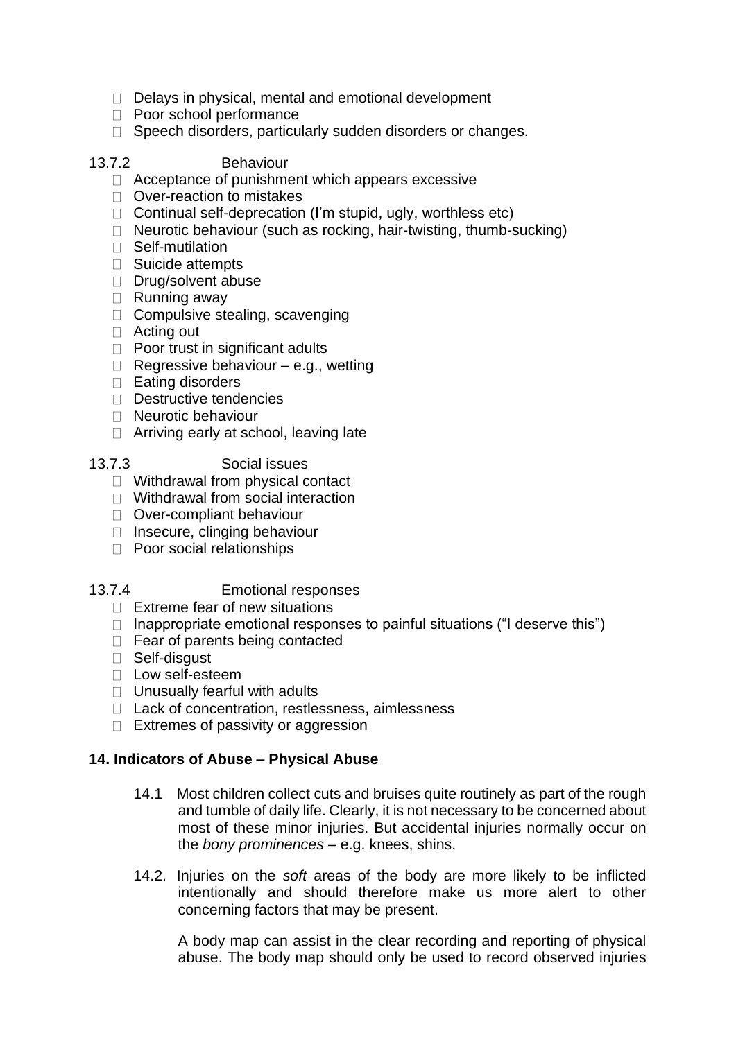- Delays in physical, mental and emotional development
- Poor school performance
- Speech disorders, particularly sudden disorders or changes.

13.7.2 Behaviour

- Acceptance of punishment which appears excessive
- Over-reaction to mistakes
- Continual self-deprecation (I'm stupid, ugly, worthless etc)
- Neurotic behaviour (such as rocking, hair-twisting, thumb-sucking)
- Self-mutilation
- Suicide attempts
- Drug/solvent abuse
- Running away
- Compulsive stealing, scavenging
- Acting out
- Poor trust in significant adults
- Regressive behaviour – e.g., wetting
- Eating disorders
- Destructive tendencies
- Neurotic behaviour
- Arriving early at school, leaving late

13.7.3 Social issues

- Withdrawal from physical contact
- Withdrawal from social interaction
- Over-compliant behaviour
- Insecure, clinging behaviour
- Poor social relationships

13.7.4 Emotional responses

- Extreme fear of new situations
- Inappropriate emotional responses to painful situations ("I deserve this")
- Fear of parents being contacted
- Self-disgust
- Low self-esteem
- Unusually fearful with adults
- Lack of concentration, restlessness, aimlessness
- Extremes of passivity or aggression

**14. Indicators of Abuse – Physical Abuse**

14.1 Most children collect cuts and bruises quite routinely as part of the rough and tumble of daily life. Clearly, it is not necessary to be concerned about most of these minor injuries. But accidental injuries normally occur on the *bony prominences* – e.g. knees, shins.

14.2. Injuries on the *soft* areas of the body are more likely to be inflicted intentionally and should therefore make us more alert to other concerning factors that may be present.

A body map can assist in the clear recording and reporting of physical abuse. The body map should only be used to record observed injuries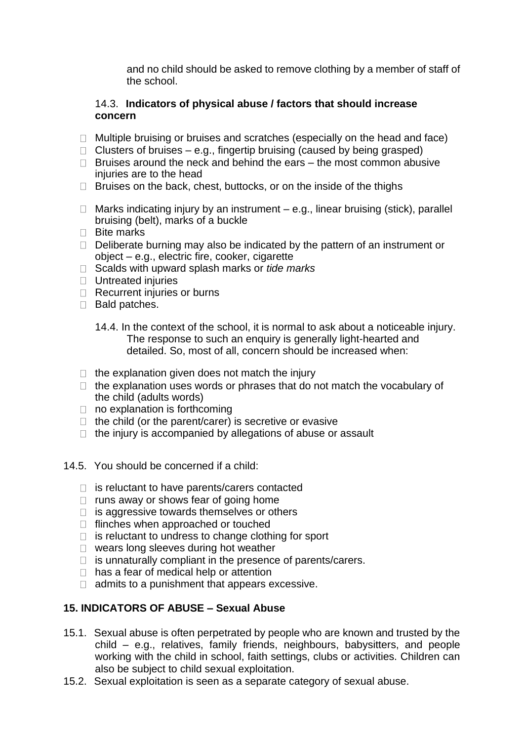and no child should be asked to remove clothing by a member of staff of the school.

14.3. **Indicators of physical abuse / factors that should increase concern**

- Multiple bruising or bruises and scratches (especially on the head and face)
- Clusters of bruises – e.g., fingertip bruising (caused by being grasped)
- Bruises around the neck and behind the ears – the most common abusive injuries are to the head
- Bruises on the back, chest, buttocks, or on the inside of the thighs
- Marks indicating injury by an instrument – e.g., linear bruising (stick), parallel bruising (belt), marks of a buckle
- Bite marks
- Deliberate burning may also be indicated by the pattern of an instrument or object – e.g., electric fire, cooker, cigarette
- Scalds with upward splash marks or *tide marks*
- Untreated injuries
- Recurrent injuries or burns
- Bald patches.

14.4. In the context of the school, it is normal to ask about a noticeable injury. The response to such an enquiry is generally light-hearted and detailed. So, most of all, concern should be increased when:

- the explanation given does not match the injury
- the explanation uses words or phrases that do not match the vocabulary of the child (adults words)
- no explanation is forthcoming
- the child (or the parent/carer) is secretive or evasive
- the injury is accompanied by allegations of abuse or assault

14.5. You should be concerned if a child:

- is reluctant to have parents/carers contacted
- runs away or shows fear of going home
- is aggressive towards themselves or others
- flinches when approached or touched
- is reluctant to undress to change clothing for sport
- wears long sleeves during hot weather
- is unnaturally compliant in the presence of parents/carers.
- has a fear of medical help or attention
- admits to a punishment that appears excessive.

## 15. INDICATORS OF ABUSE – Sexual Abuse

15.1. Sexual abuse is often perpetrated by people who are known and trusted by the child – e.g., relatives, family friends, neighbours, babysitters, and people working with the child in school, faith settings, clubs or activities. Children can also be subject to child sexual exploitation.

15.2. Sexual exploitation is seen as a separate category of sexual abuse.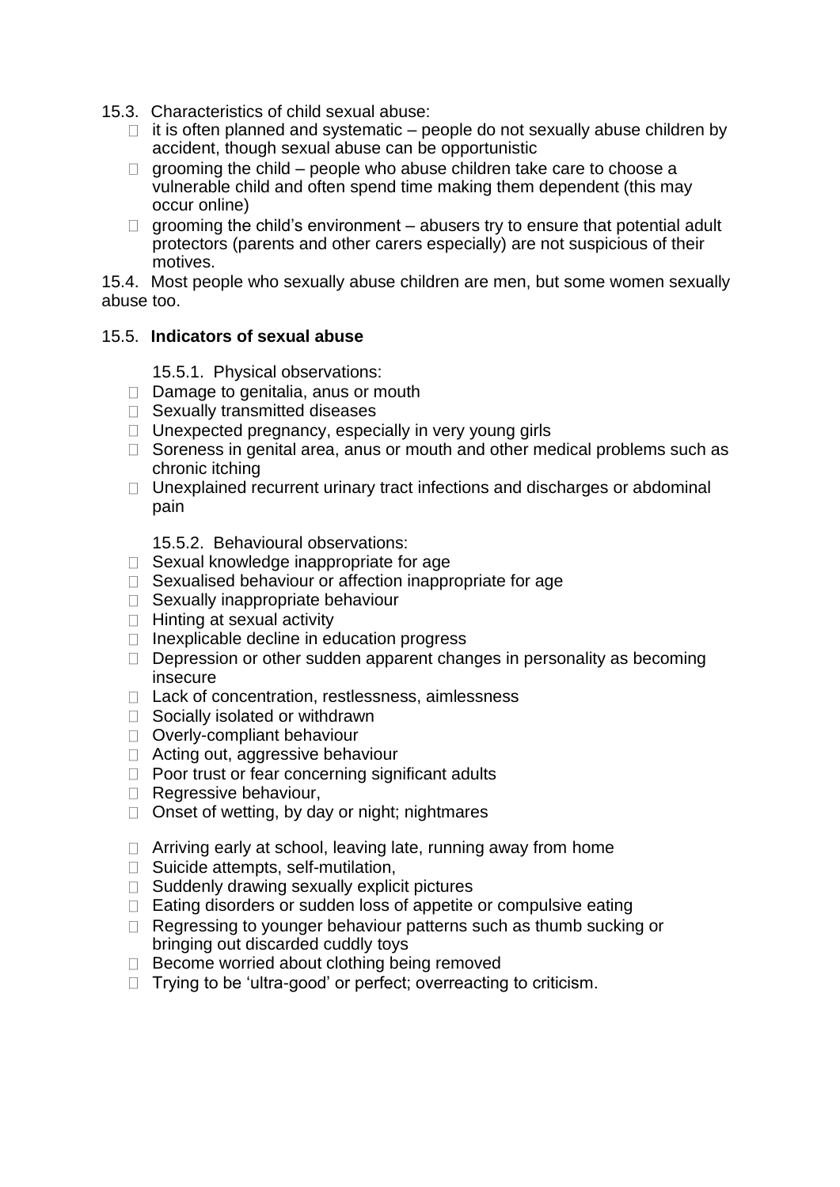15.3. Characteristics of child sexual abuse:

- it is often planned and systematic – people do not sexually abuse children by accident, though sexual abuse can be opportunistic
- grooming the child – people who abuse children take care to choose a vulnerable child and often spend time making them dependent (this may occur online)
- grooming the child's environment – abusers try to ensure that potential adult protectors (parents and other carers especially) are not suspicious of their motives.

15.4. Most people who sexually abuse children are men, but some women sexually abuse too.

15.5. **Indicators of sexual abuse**

15.5.1. Physical observations:

- Damage to genitalia, anus or mouth
- Sexually transmitted diseases
- Unexpected pregnancy, especially in very young girls
- Soreness in genital area, anus or mouth and other medical problems such as chronic itching
- Unexplained recurrent urinary tract infections and discharges or abdominal pain

15.5.2. Behavioural observations:

- Sexual knowledge inappropriate for age
- Sexualised behaviour or affection inappropriate for age
- Sexually inappropriate behaviour
- Hinting at sexual activity
- Inexplicable decline in education progress
- Depression or other sudden apparent changes in personality as becoming insecure
- Lack of concentration, restlessness, aimlessness
- Socially isolated or withdrawn
- Overly-compliant behaviour
- Acting out, aggressive behaviour
- Poor trust or fear concerning significant adults
- Regressive behaviour,
- Onset of wetting, by day or night; nightmares

- Arriving early at school, leaving late, running away from home
- Suicide attempts, self-mutilation,
- Suddenly drawing sexually explicit pictures
- Eating disorders or sudden loss of appetite or compulsive eating
- Regressing to younger behaviour patterns such as thumb sucking or bringing out discarded cuddly toys
- Become worried about clothing being removed
- Trying to be 'ultra-good' or perfect; overreacting to criticism.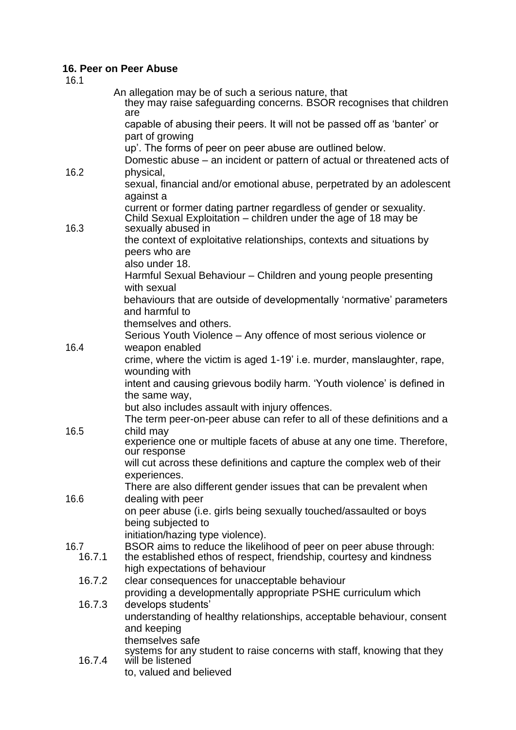## 16. Peer on Peer Abuse

16.1 An allegation may be of such a serious nature, that they may raise safeguarding concerns. BSOR recognises that children are capable of abusing their peers. It will not be passed off as 'banter' or part of growing up'. The forms of peer on peer abuse are outlined below.

16.2 Domestic abuse – an incident or pattern of actual or threatened acts of physical, sexual, financial and/or emotional abuse, perpetrated by an adolescent against a current or former dating partner regardless of gender or sexuality.

16.3 Child Sexual Exploitation – children under the age of 18 may be sexually abused in the context of exploitative relationships, contexts and situations by peers who are also under 18.

Harmful Sexual Behaviour – Children and young people presenting with sexual behaviours that are outside of developmentally 'normative' parameters and harmful to themselves and others.

16.4 Serious Youth Violence – Any offence of most serious violence or weapon enabled crime, where the victim is aged 1-19' i.e. murder, manslaughter, rape, wounding with intent and causing grievous bodily harm. 'Youth violence' is defined in the same way, but also includes assault with injury offences.

16.5 The term peer-on-peer abuse can refer to all of these definitions and a child may experience one or multiple facets of abuse at any one time. Therefore, our response will cut across these definitions and capture the complex web of their experiences.

16.6 There are also different gender issues that can be prevalent when dealing with peer on peer abuse (i.e. girls being sexually touched/assaulted or boys being subjected to initiation/hazing type violence).

16.7 BSOR aims to reduce the likelihood of peer on peer abuse through:

- 16.7.1 the established ethos of respect, friendship, courtesy and kindness high expectations of behaviour
- 16.7.2 clear consequences for unacceptable behaviour
- 16.7.3 providing a developmentally appropriate PSHE curriculum which develops students' understanding of healthy relationships, acceptable behaviour, consent and keeping themselves safe
- 16.7.4 systems for any student to raise concerns with staff, knowing that they will be listened to, valued and believed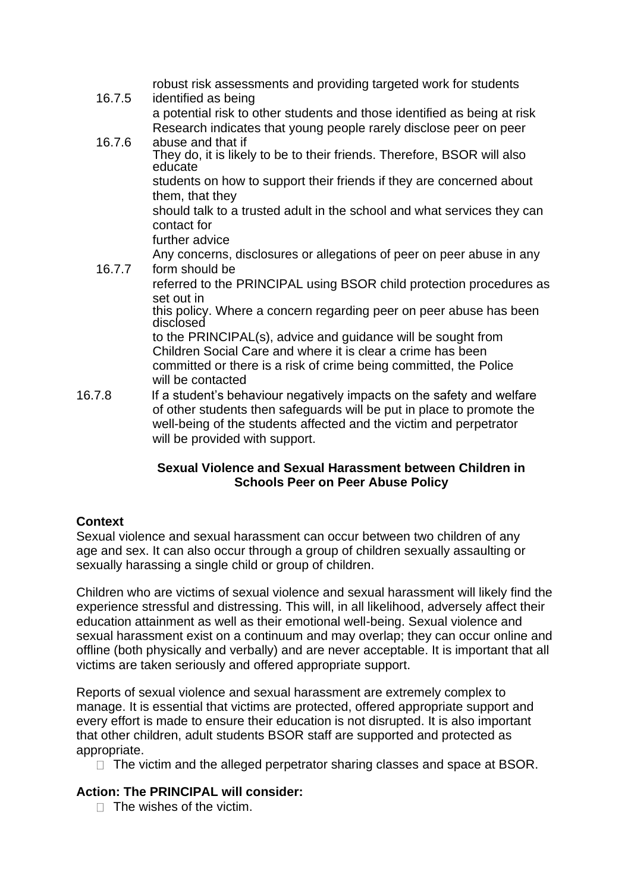16.7.5 robust risk assessments and providing targeted work for students identified as being a potential risk to other students and those identified as being at risk

16.7.6 Research indicates that young people rarely disclose peer on peer abuse and that if They do, it is likely to be to their friends. Therefore, BSOR will also educate students on how to support their friends if they are concerned about them, that they should talk to a trusted adult in the school and what services they can contact for further advice

16.7.7 Any concerns, disclosures or allegations of peer on peer abuse in any form should be referred to the PRINCIPAL using BSOR child protection procedures as set out in this policy. Where a concern regarding peer on peer abuse has been disclosed to the PRINCIPAL(s), advice and guidance will be sought from Children Social Care and where it is clear a crime has been committed or there is a risk of crime being committed, the Police will be contacted

16.7.8 If a student's behaviour negatively impacts on the safety and welfare of other students then safeguards will be put in place to promote the well-being of the students affected and the victim and perpetrator will be provided with support.

**Sexual Violence and Sexual Harassment between Children in Schools Peer on Peer Abuse Policy**

**Context**

Sexual violence and sexual harassment can occur between two children of any age and sex. It can also occur through a group of children sexually assaulting or sexually harassing a single child or group of children.

Children who are victims of sexual violence and sexual harassment will likely find the experience stressful and distressing. This will, in all likelihood, adversely affect their education attainment as well as their emotional well-being. Sexual violence and sexual harassment exist on a continuum and may overlap; they can occur online and offline (both physically and verbally) and are never acceptable. It is important that all victims are taken seriously and offered appropriate support.

Reports of sexual violence and sexual harassment are extremely complex to manage. It is essential that victims are protected, offered appropriate support and every effort is made to ensure their education is not disrupted. It is also important that other children, adult students BSOR staff are supported and protected as appropriate.

- The victim and the alleged perpetrator sharing classes and space at BSOR.

**Action: The PRINCIPAL will consider:**

- The wishes of the victim.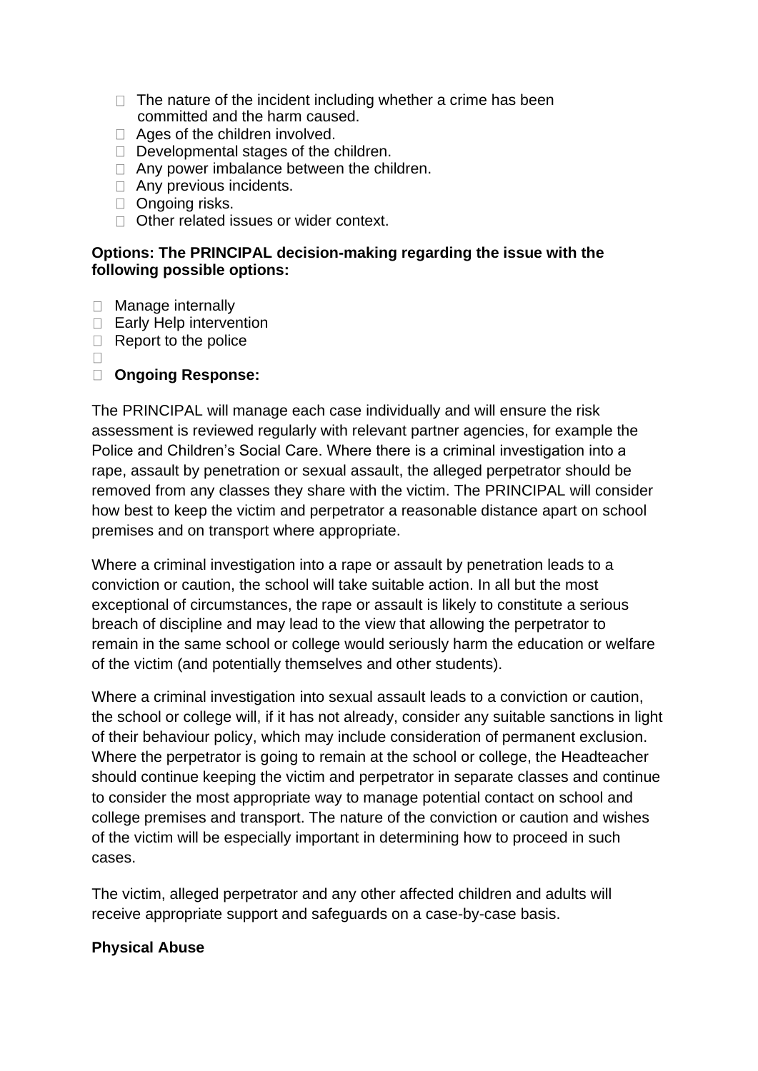- The nature of the incident including whether a crime has been committed and the harm caused.
- Ages of the children involved.
- Developmental stages of the children.
- Any power imbalance between the children.
- Any previous incidents.
- Ongoing risks.
- Other related issues or wider context.

**Options: The PRINCIPAL decision-making regarding the issue with the following possible options:**

- Manage internally
- Early Help intervention
- Report to the police

- **Ongoing Response:**

The PRINCIPAL will manage each case individually and will ensure the risk assessment is reviewed regularly with relevant partner agencies, for example the Police and Children's Social Care. Where there is a criminal investigation into a rape, assault by penetration or sexual assault, the alleged perpetrator should be removed from any classes they share with the victim. The PRINCIPAL will consider how best to keep the victim and perpetrator a reasonable distance apart on school premises and on transport where appropriate.

Where a criminal investigation into a rape or assault by penetration leads to a conviction or caution, the school will take suitable action. In all but the most exceptional of circumstances, the rape or assault is likely to constitute a serious breach of discipline and may lead to the view that allowing the perpetrator to remain in the same school or college would seriously harm the education or welfare of the victim (and potentially themselves and other students).

Where a criminal investigation into sexual assault leads to a conviction or caution, the school or college will, if it has not already, consider any suitable sanctions in light of their behaviour policy, which may include consideration of permanent exclusion. Where the perpetrator is going to remain at the school or college, the Headteacher should continue keeping the victim and perpetrator in separate classes and continue to consider the most appropriate way to manage potential contact on school and college premises and transport. The nature of the conviction or caution and wishes of the victim will be especially important in determining how to proceed in such cases.

The victim, alleged perpetrator and any other affected children and adults will receive appropriate support and safeguards on a case-by-case basis.

**Physical Abuse**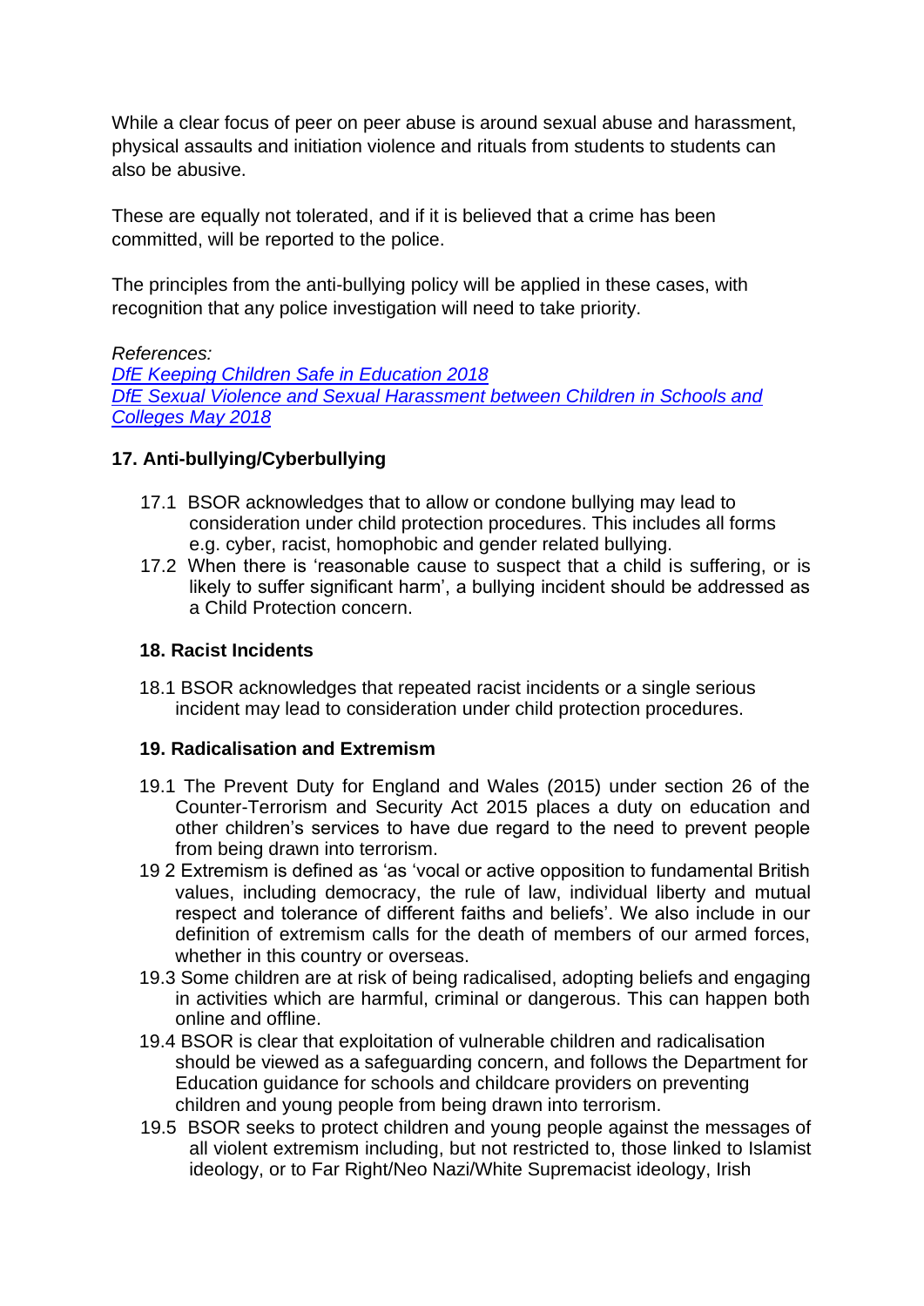While a clear focus of peer on peer abuse is around sexual abuse and harassment, physical assaults and initiation violence and rituals from students to students can also be abusive.

These are equally not tolerated, and if it is believed that a crime has been committed, will be reported to the police.

The principles from the anti-bullying policy will be applied in these cases, with recognition that any police investigation will need to take priority.

*References:*
*[DfE Keeping Children Safe in Education 2018]*
*[DfE Sexual Violence and Sexual Harassment between Children in Schools and Colleges May 2018]*

### 17. Anti-bullying/Cyberbullying

17.1 BSOR acknowledges that to allow or condone bullying may lead to consideration under child protection procedures. This includes all forms e.g. cyber, racist, homophobic and gender related bullying.

17.2 When there is 'reasonable cause to suspect that a child is suffering, or is likely to suffer significant harm', a bullying incident should be addressed as a Child Protection concern.

### 18. Racist Incidents

18.1 BSOR acknowledges that repeated racist incidents or a single serious incident may lead to consideration under child protection procedures.

### 19. Radicalisation and Extremism

19.1 The Prevent Duty for England and Wales (2015) under section 26 of the Counter-Terrorism and Security Act 2015 places a duty on education and other children's services to have due regard to the need to prevent people from being drawn into terrorism.

19 2 Extremism is defined as 'as 'vocal or active opposition to fundamental British values, including democracy, the rule of law, individual liberty and mutual respect and tolerance of different faiths and beliefs'. We also include in our definition of extremism calls for the death of members of our armed forces, whether in this country or overseas.

19.3 Some children are at risk of being radicalised, adopting beliefs and engaging in activities which are harmful, criminal or dangerous. This can happen both online and offline.

19.4 BSOR is clear that exploitation of vulnerable children and radicalisation should be viewed as a safeguarding concern, and follows the Department for Education guidance for schools and childcare providers on preventing children and young people from being drawn into terrorism.

19.5 BSOR seeks to protect children and young people against the messages of all violent extremism including, but not restricted to, those linked to Islamist ideology, or to Far Right/Neo Nazi/White Supremacist ideology, Irish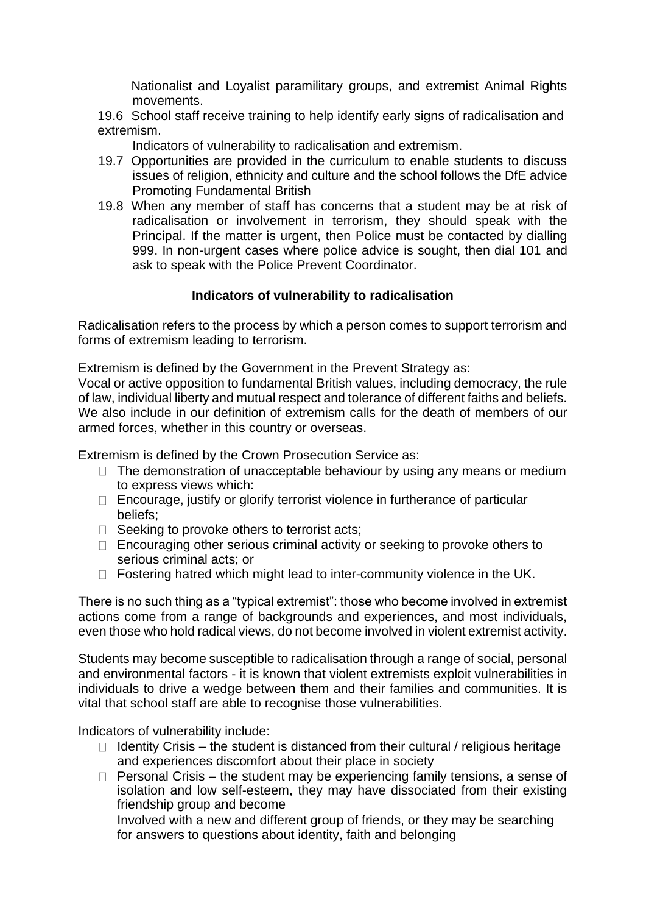Nationalist and Loyalist paramilitary groups, and extremist Animal Rights movements.

19.6 School staff receive training to help identify early signs of radicalisation and extremism.

Indicators of vulnerability to radicalisation and extremism.

19.7 Opportunities are provided in the curriculum to enable students to discuss issues of religion, ethnicity and culture and the school follows the DfE advice Promoting Fundamental British

19.8 When any member of staff has concerns that a student may be at risk of radicalisation or involvement in terrorism, they should speak with the Principal. If the matter is urgent, then Police must be contacted by dialling 999. In non-urgent cases where police advice is sought, then dial 101 and ask to speak with the Police Prevent Coordinator.

**Indicators of vulnerability to radicalisation**

Radicalisation refers to the process by which a person comes to support terrorism and forms of extremism leading to terrorism.

Extremism is defined by the Government in the Prevent Strategy as:
Vocal or active opposition to fundamental British values, including democracy, the rule of law, individual liberty and mutual respect and tolerance of different faiths and beliefs. We also include in our definition of extremism calls for the death of members of our armed forces, whether in this country or overseas.

Extremism is defined by the Crown Prosecution Service as:

- The demonstration of unacceptable behaviour by using any means or medium to express views which:
- Encourage, justify or glorify terrorist violence in furtherance of particular beliefs;
- Seeking to provoke others to terrorist acts;
- Encouraging other serious criminal activity or seeking to provoke others to serious criminal acts; or
- Fostering hatred which might lead to inter-community violence in the UK.

There is no such thing as a "typical extremist": those who become involved in extremist actions come from a range of backgrounds and experiences, and most individuals, even those who hold radical views, do not become involved in violent extremist activity.

Students may become susceptible to radicalisation through a range of social, personal and environmental factors - it is known that violent extremists exploit vulnerabilities in individuals to drive a wedge between them and their families and communities. It is vital that school staff are able to recognise those vulnerabilities.

Indicators of vulnerability include:

- Identity Crisis – the student is distanced from their cultural / religious heritage and experiences discomfort about their place in society
- Personal Crisis – the student may be experiencing family tensions, a sense of isolation and low self-esteem, they may have dissociated from their existing friendship group and become
  Involved with a new and different group of friends, or they may be searching for answers to questions about identity, faith and belonging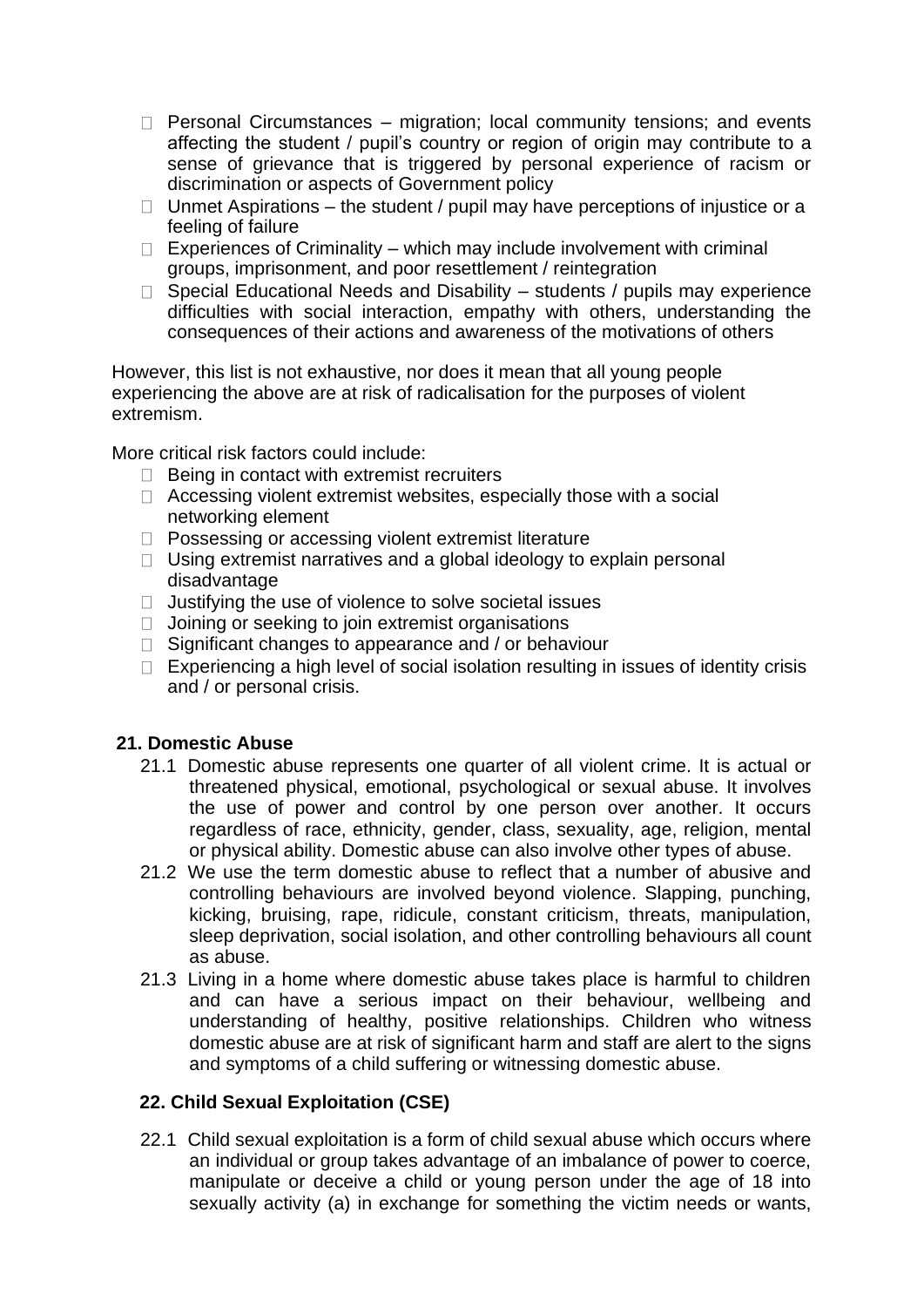- Personal Circumstances – migration; local community tensions; and events affecting the student / pupil's country or region of origin may contribute to a sense of grievance that is triggered by personal experience of racism or discrimination or aspects of Government policy
- Unmet Aspirations – the student / pupil may have perceptions of injustice or a feeling of failure
- Experiences of Criminality – which may include involvement with criminal groups, imprisonment, and poor resettlement / reintegration
- Special Educational Needs and Disability – students / pupils may experience difficulties with social interaction, empathy with others, understanding the consequences of their actions and awareness of the motivations of others

However, this list is not exhaustive, nor does it mean that all young people experiencing the above are at risk of radicalisation for the purposes of violent extremism.

More critical risk factors could include:

- Being in contact with extremist recruiters
- Accessing violent extremist websites, especially those with a social networking element
- Possessing or accessing violent extremist literature
- Using extremist narratives and a global ideology to explain personal disadvantage
- Justifying the use of violence to solve societal issues
- Joining or seeking to join extremist organisations
- Significant changes to appearance and / or behaviour
- Experiencing a high level of social isolation resulting in issues of identity crisis and / or personal crisis.

## 21. Domestic Abuse

21.1 Domestic abuse represents one quarter of all violent crime. It is actual or threatened physical, emotional, psychological or sexual abuse. It involves the use of power and control by one person over another. It occurs regardless of race, ethnicity, gender, class, sexuality, age, religion, mental or physical ability. Domestic abuse can also involve other types of abuse.

21.2 We use the term domestic abuse to reflect that a number of abusive and controlling behaviours are involved beyond violence. Slapping, punching, kicking, bruising, rape, ridicule, constant criticism, threats, manipulation, sleep deprivation, social isolation, and other controlling behaviours all count as abuse.

21.3 Living in a home where domestic abuse takes place is harmful to children and can have a serious impact on their behaviour, wellbeing and understanding of healthy, positive relationships. Children who witness domestic abuse are at risk of significant harm and staff are alert to the signs and symptoms of a child suffering or witnessing domestic abuse.

## 22. Child Sexual Exploitation (CSE)

22.1 Child sexual exploitation is a form of child sexual abuse which occurs where an individual or group takes advantage of an imbalance of power to coerce, manipulate or deceive a child or young person under the age of 18 into sexually activity (a) in exchange for something the victim needs or wants,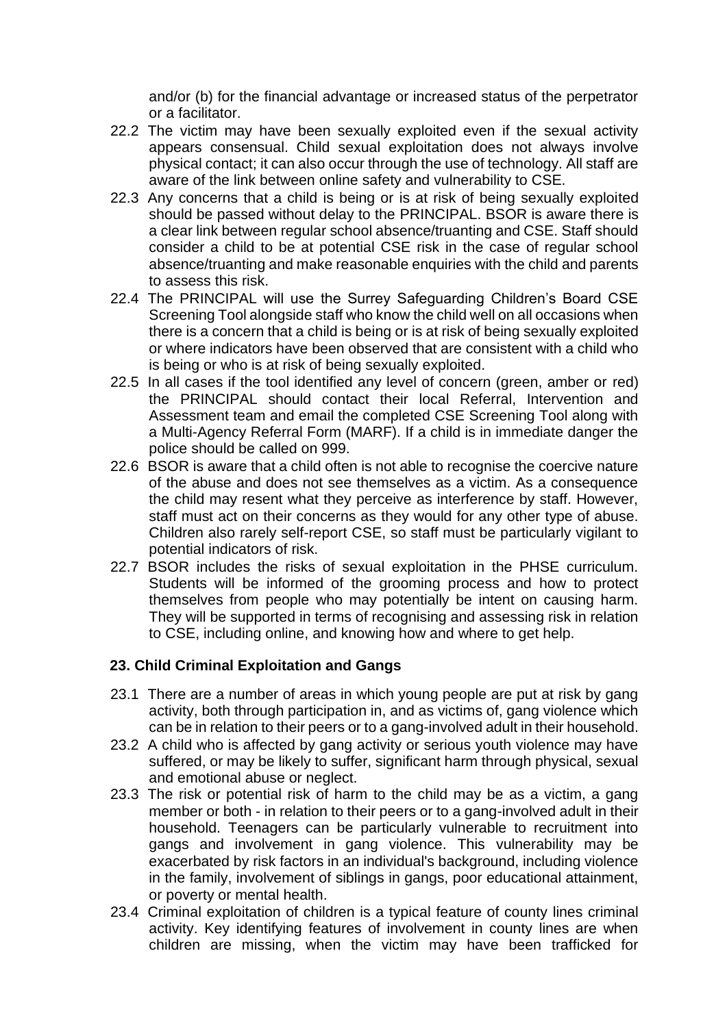and/or (b) for the financial advantage or increased status of the perpetrator or a facilitator.

22.2 The victim may have been sexually exploited even if the sexual activity appears consensual. Child sexual exploitation does not always involve physical contact; it can also occur through the use of technology. All staff are aware of the link between online safety and vulnerability to CSE.

22.3 Any concerns that a child is being or is at risk of being sexually exploited should be passed without delay to the PRINCIPAL. BSOR is aware there is a clear link between regular school absence/truanting and CSE. Staff should consider a child to be at potential CSE risk in the case of regular school absence/truanting and make reasonable enquiries with the child and parents to assess this risk.

22.4 The PRINCIPAL will use the Surrey Safeguarding Children's Board CSE Screening Tool alongside staff who know the child well on all occasions when there is a concern that a child is being or is at risk of being sexually exploited or where indicators have been observed that are consistent with a child who is being or who is at risk of being sexually exploited.

22.5 In all cases if the tool identified any level of concern (green, amber or red) the PRINCIPAL should contact their local Referral, Intervention and Assessment team and email the completed CSE Screening Tool along with a Multi-Agency Referral Form (MARF). If a child is in immediate danger the police should be called on 999.

22.6 BSOR is aware that a child often is not able to recognise the coercive nature of the abuse and does not see themselves as a victim. As a consequence the child may resent what they perceive as interference by staff. However, staff must act on their concerns as they would for any other type of abuse. Children also rarely self-report CSE, so staff must be particularly vigilant to potential indicators of risk.

22.7 BSOR includes the risks of sexual exploitation in the PHSE curriculum. Students will be informed of the grooming process and how to protect themselves from people who may potentially be intent on causing harm. They will be supported in terms of recognising and assessing risk in relation to CSE, including online, and knowing how and where to get help.

### 23. Child Criminal Exploitation and Gangs

23.1 There are a number of areas in which young people are put at risk by gang activity, both through participation in, and as victims of, gang violence which can be in relation to their peers or to a gang-involved adult in their household.

23.2 A child who is affected by gang activity or serious youth violence may have suffered, or may be likely to suffer, significant harm through physical, sexual and emotional abuse or neglect.

23.3 The risk or potential risk of harm to the child may be as a victim, a gang member or both - in relation to their peers or to a gang-involved adult in their household. Teenagers can be particularly vulnerable to recruitment into gangs and involvement in gang violence. This vulnerability may be exacerbated by risk factors in an individual's background, including violence in the family, involvement of siblings in gangs, poor educational attainment, or poverty or mental health.

23.4 Criminal exploitation of children is a typical feature of county lines criminal activity. Key identifying features of involvement in county lines are when children are missing, when the victim may have been trafficked for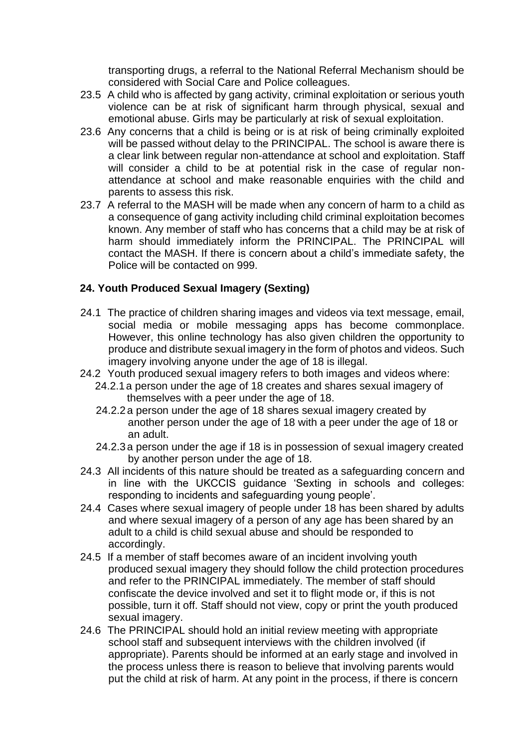transporting drugs, a referral to the National Referral Mechanism should be considered with Social Care and Police colleagues.

23.5 A child who is affected by gang activity, criminal exploitation or serious youth violence can be at risk of significant harm through physical, sexual and emotional abuse. Girls may be particularly at risk of sexual exploitation.

23.6 Any concerns that a child is being or is at risk of being criminally exploited will be passed without delay to the PRINCIPAL. The school is aware there is a clear link between regular non-attendance at school and exploitation. Staff will consider a child to be at potential risk in the case of regular non-attendance at school and make reasonable enquiries with the child and parents to assess this risk.

23.7 A referral to the MASH will be made when any concern of harm to a child as a consequence of gang activity including child criminal exploitation becomes known. Any member of staff who has concerns that a child may be at risk of harm should immediately inform the PRINCIPAL. The PRINCIPAL will contact the MASH. If there is concern about a child's immediate safety, the Police will be contacted on 999.

## 24. Youth Produced Sexual Imagery (Sexting)

24.1 The practice of children sharing images and videos via text message, email, social media or mobile messaging apps has become commonplace. However, this online technology has also given children the opportunity to produce and distribute sexual imagery in the form of photos and videos. Such imagery involving anyone under the age of 18 is illegal.

24.2 Youth produced sexual imagery refers to both images and videos where:

- 24.2.1 a person under the age of 18 creates and shares sexual imagery of themselves with a peer under the age of 18.
- 24.2.2 a person under the age of 18 shares sexual imagery created by another person under the age of 18 with a peer under the age of 18 or an adult.
- 24.2.3 a person under the age if 18 is in possession of sexual imagery created by another person under the age of 18.

24.3 All incidents of this nature should be treated as a safeguarding concern and in line with the UKCCIS guidance 'Sexting in schools and colleges: responding to incidents and safeguarding young people'.

24.4 Cases where sexual imagery of people under 18 has been shared by adults and where sexual imagery of a person of any age has been shared by an adult to a child is child sexual abuse and should be responded to accordingly.

24.5 If a member of staff becomes aware of an incident involving youth produced sexual imagery they should follow the child protection procedures and refer to the PRINCIPAL immediately. The member of staff should confiscate the device involved and set it to flight mode or, if this is not possible, turn it off. Staff should not view, copy or print the youth produced sexual imagery.

24.6 The PRINCIPAL should hold an initial review meeting with appropriate school staff and subsequent interviews with the children involved (if appropriate). Parents should be informed at an early stage and involved in the process unless there is reason to believe that involving parents would put the child at risk of harm. At any point in the process, if there is concern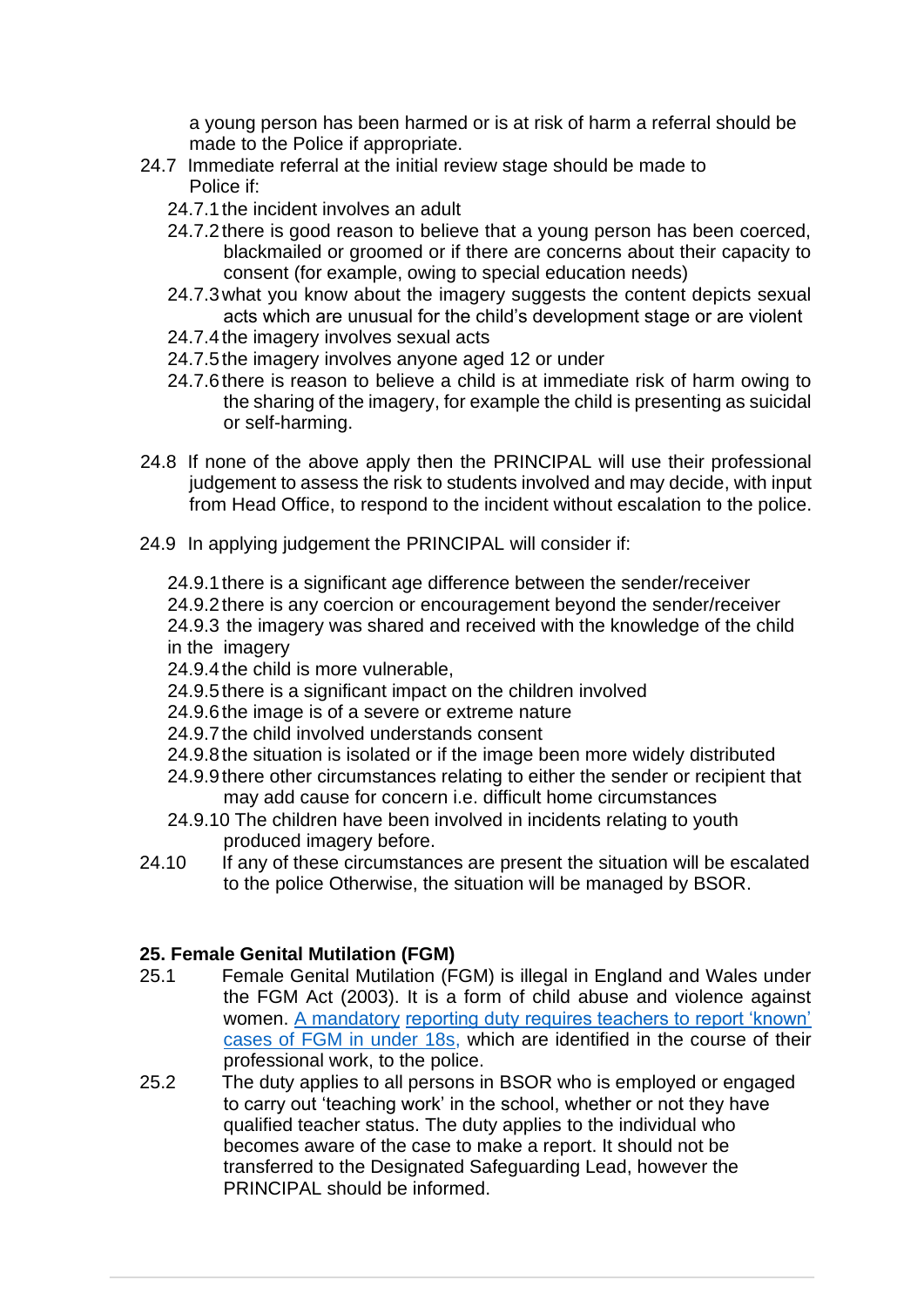a young person has been harmed or is at risk of harm a referral should be made to the Police if appropriate.

24.7 Immediate referral at the initial review stage should be made to Police if:

24.7.1 the incident involves an adult

24.7.2 there is good reason to believe that a young person has been coerced, blackmailed or groomed or if there are concerns about their capacity to consent (for example, owing to special education needs)

24.7.3 what you know about the imagery suggests the content depicts sexual acts which are unusual for the child's development stage or are violent

24.7.4 the imagery involves sexual acts

24.7.5 the imagery involves anyone aged 12 or under

24.7.6 there is reason to believe a child is at immediate risk of harm owing to the sharing of the imagery, for example the child is presenting as suicidal or self-harming.

24.8 If none of the above apply then the PRINCIPAL will use their professional judgement to assess the risk to students involved and may decide, with input from Head Office, to respond to the incident without escalation to the police.

24.9 In applying judgement the PRINCIPAL will consider if:

24.9.1 there is a significant age difference between the sender/receiver

24.9.2 there is any coercion or encouragement beyond the sender/receiver

24.9.3 the imagery was shared and received with the knowledge of the child in the imagery

24.9.4 the child is more vulnerable,

24.9.5 there is a significant impact on the children involved

24.9.6 the image is of a severe or extreme nature

24.9.7 the child involved understands consent

24.9.8 the situation is isolated or if the image been more widely distributed

24.9.9 there other circumstances relating to either the sender or recipient that may add cause for concern i.e. difficult home circumstances

24.9.10 The children have been involved in incidents relating to youth produced imagery before.

24.10 If any of these circumstances are present the situation will be escalated to the police Otherwise, the situation will be managed by BSOR.

## 25. Female Genital Mutilation (FGM)

25.1 Female Genital Mutilation (FGM) is illegal in England and Wales under the FGM Act (2003). It is a form of child abuse and violence against women. A mandatory reporting duty requires teachers to report 'known' cases of FGM in under 18s, which are identified in the course of their professional work, to the police.

25.2 The duty applies to all persons in BSOR who is employed or engaged to carry out 'teaching work' in the school, whether or not they have qualified teacher status. The duty applies to the individual who becomes aware of the case to make a report. It should not be transferred to the Designated Safeguarding Lead, however the PRINCIPAL should be informed.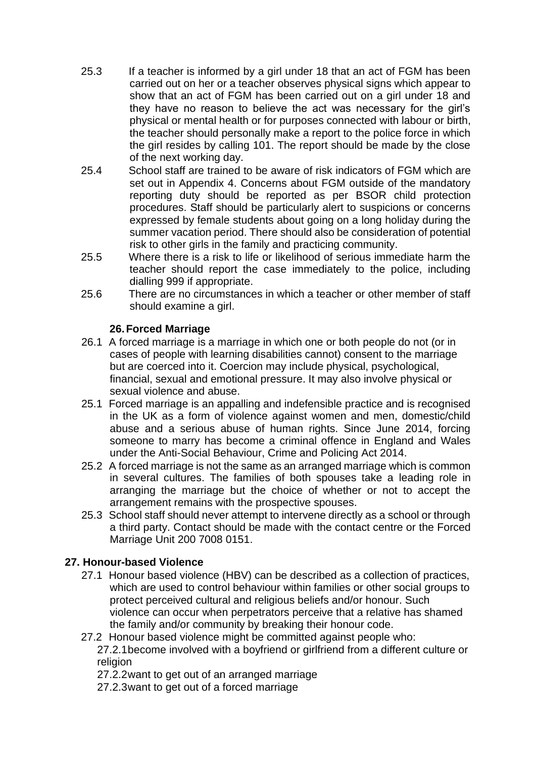25.3 If a teacher is informed by a girl under 18 that an act of FGM has been carried out on her or a teacher observes physical signs which appear to show that an act of FGM has been carried out on a girl under 18 and they have no reason to believe the act was necessary for the girl's physical or mental health or for purposes connected with labour or birth, the teacher should personally make a report to the police force in which the girl resides by calling 101. The report should be made by the close of the next working day.

25.4 School staff are trained to be aware of risk indicators of FGM which are set out in Appendix 4. Concerns about FGM outside of the mandatory reporting duty should be reported as per BSOR child protection procedures. Staff should be particularly alert to suspicions or concerns expressed by female students about going on a long holiday during the summer vacation period. There should also be consideration of potential risk to other girls in the family and practicing community.

25.5 Where there is a risk to life or likelihood of serious immediate harm the teacher should report the case immediately to the police, including dialling 999 if appropriate.

25.6 There are no circumstances in which a teacher or other member of staff should examine a girl.

## 26. Forced Marriage

26.1 A forced marriage is a marriage in which one or both people do not (or in cases of people with learning disabilities cannot) consent to the marriage but are coerced into it. Coercion may include physical, psychological, financial, sexual and emotional pressure. It may also involve physical or sexual violence and abuse.

25.1 Forced marriage is an appalling and indefensible practice and is recognised in the UK as a form of violence against women and men, domestic/child abuse and a serious abuse of human rights. Since June 2014, forcing someone to marry has become a criminal offence in England and Wales under the Anti-Social Behaviour, Crime and Policing Act 2014.

25.2 A forced marriage is not the same as an arranged marriage which is common in several cultures. The families of both spouses take a leading role in arranging the marriage but the choice of whether or not to accept the arrangement remains with the prospective spouses.

25.3 School staff should never attempt to intervene directly as a school or through a third party. Contact should be made with the contact centre or the Forced Marriage Unit 200 7008 0151.

## 27. Honour-based Violence

27.1 Honour based violence (HBV) can be described as a collection of practices, which are used to control behaviour within families or other social groups to protect perceived cultural and religious beliefs and/or honour. Such violence can occur when perpetrators perceive that a relative has shamed the family and/or community by breaking their honour code.

27.2 Honour based violence might be committed against people who:

27.2.1 become involved with a boyfriend or girlfriend from a different culture or religion

27.2.2 want to get out of an arranged marriage

27.2.3 want to get out of a forced marriage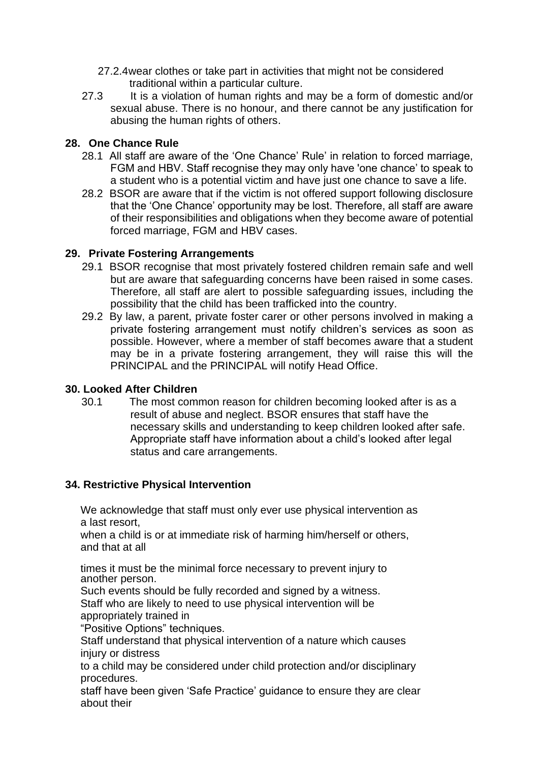27.2.4wear clothes or take part in activities that might not be considered traditional within a particular culture.

27.3 It is a violation of human rights and may be a form of domestic and/or sexual abuse. There is no honour, and there cannot be any justification for abusing the human rights of others.

## 28. One Chance Rule

28.1 All staff are aware of the 'One Chance' Rule' in relation to forced marriage, FGM and HBV. Staff recognise they may only have 'one chance' to speak to a student who is a potential victim and have just one chance to save a life.

28.2 BSOR are aware that if the victim is not offered support following disclosure that the 'One Chance' opportunity may be lost. Therefore, all staff are aware of their responsibilities and obligations when they become aware of potential forced marriage, FGM and HBV cases.

## 29. Private Fostering Arrangements

29.1 BSOR recognise that most privately fostered children remain safe and well but are aware that safeguarding concerns have been raised in some cases. Therefore, all staff are alert to possible safeguarding issues, including the possibility that the child has been trafficked into the country.

29.2 By law, a parent, private foster carer or other persons involved in making a private fostering arrangement must notify children's services as soon as possible. However, where a member of staff becomes aware that a student may be in a private fostering arrangement, they will raise this will the PRINCIPAL and the PRINCIPAL will notify Head Office.

## 30. Looked After Children

30.1 The most common reason for children becoming looked after is as a result of abuse and neglect. BSOR ensures that staff have the necessary skills and understanding to keep children looked after safe. Appropriate staff have information about a child's looked after legal status and care arrangements.

## 34. Restrictive Physical Intervention

We acknowledge that staff must only ever use physical intervention as a last resort,
when a child is or at immediate risk of harming him/herself or others, and that at all

times it must be the minimal force necessary to prevent injury to another person.
Such events should be fully recorded and signed by a witness.
Staff who are likely to need to use physical intervention will be appropriately trained in
"Positive Options" techniques.
Staff understand that physical intervention of a nature which causes injury or distress
to a child may be considered under child protection and/or disciplinary procedures.
staff have been given 'Safe Practice' guidance to ensure they are clear about their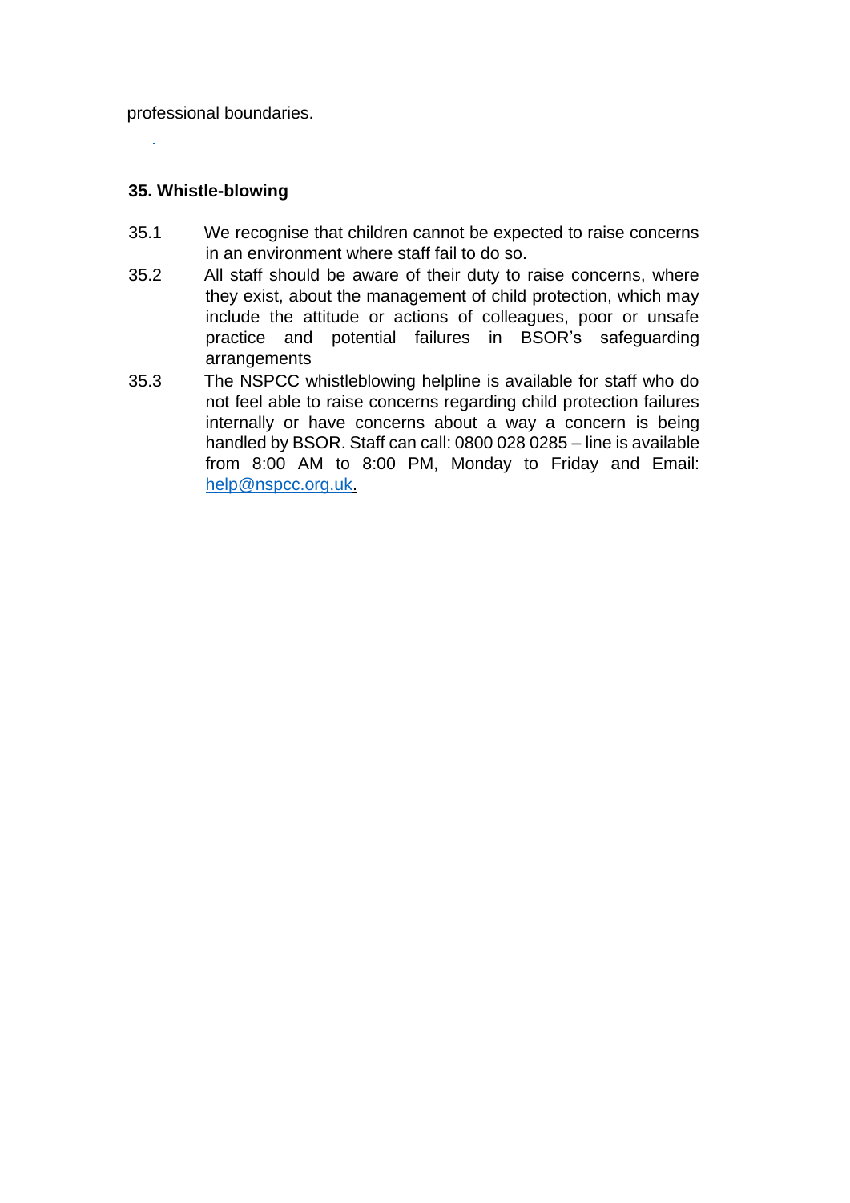professional boundaries.

## 35. Whistle-blowing

35.1 We recognise that children cannot be expected to raise concerns in an environment where staff fail to do so.

35.2 All staff should be aware of their duty to raise concerns, where they exist, about the management of child protection, which may include the attitude or actions of colleagues, poor or unsafe practice and potential failures in BSOR's safeguarding arrangements

35.3 The NSPCC whistleblowing helpline is available for staff who do not feel able to raise concerns regarding child protection failures internally or have concerns about a way a concern is being handled by BSOR. Staff can call: 0800 028 0285 – line is available from 8:00 AM to 8:00 PM, Monday to Friday and Email: help@nspcc.org.uk.